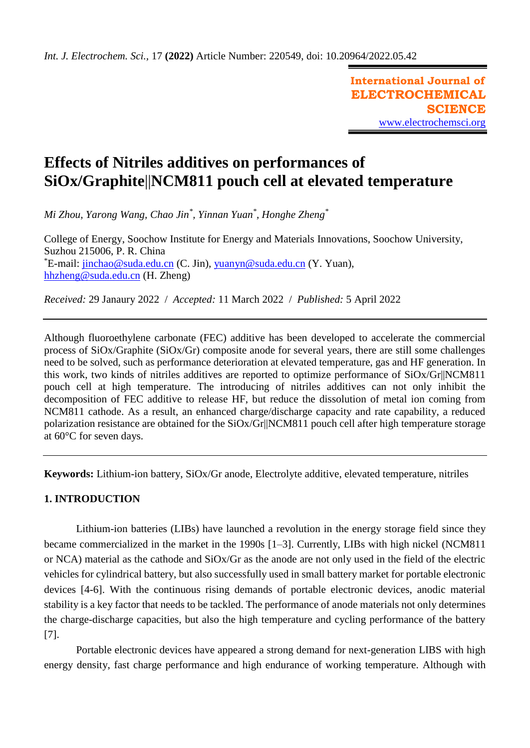*Int. J. Electrochem. Sci.*, 17 **(2022)** Article Number: 220549, doi: 10.20964/2022.05.42

**International Journal of ELECTROCHEMICAL SCIENCE**
www.electrochemsci.org

# Effects of Nitriles additives on performances of SiOx/Graphite||NCM811 pouch cell at elevated temperature

*Mi Zhou, Yarong Wang, Chao Jin[*], Yinnan Yuan[*], Honghe Zheng[*]*

College of Energy, Soochow Institute for Energy and Materials Innovations, Soochow University, Suzhou 215006, P. R. China
[*]E-mail: jinchao@suda.edu.cn (C. Jin), yuanyn@suda.edu.cn (Y. Yuan), hhzheng@suda.edu.cn (H. Zheng)

*Received:* 29 Janaury 2022 / *Accepted:* 11 March 2022 / *Published:* 5 April 2022

---

Although fluoroethylene carbonate (FEC) additive has been developed to accelerate the commercial process of SiOx/Graphite (SiOx/Gr) composite anode for several years, there are still some challenges need to be solved, such as performance deterioration at elevated temperature, gas and HF generation. In this work, two kinds of nitriles additives are reported to optimize performance of SiOx/Gr||NCM811 pouch cell at high temperature. The introducing of nitriles additives can not only inhibit the decomposition of FEC additive to release HF, but reduce the dissolution of metal ion coming from NCM811 cathode. As a result, an enhanced charge/discharge capacity and rate capability, a reduced polarization resistance are obtained for the SiOx/Gr||NCM811 pouch cell after high temperature storage at 60°C for seven days.

---

**Keywords:** Lithium-ion battery, SiOx/Gr anode, Electrolyte additive, elevated temperature, nitriles

## 1. INTRODUCTION

Lithium-ion batteries (LIBs) have launched a revolution in the energy storage field since they became commercialized in the market in the 1990s [1–3]. Currently, LIBs with high nickel (NCM811 or NCA) material as the cathode and SiOx/Gr as the anode are not only used in the field of the electric vehicles for cylindrical battery, but also successfully used in small battery market for portable electronic devices [4-6]. With the continuous rising demands of portable electronic devices, anodic material stability is a key factor that needs to be tackled. The performance of anode materials not only determines the charge-discharge capacities, but also the high temperature and cycling performance of the battery [7].

Portable electronic devices have appeared a strong demand for next-generation LIBS with high energy density, fast charge performance and high endurance of working temperature. Although with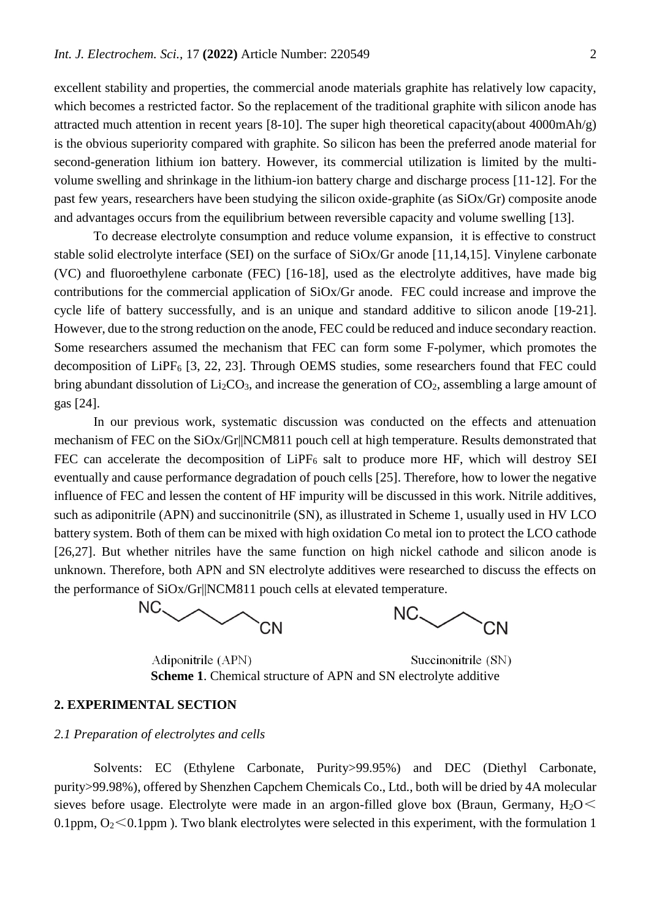excellent stability and properties, the commercial anode materials graphite has relatively low capacity, which becomes a restricted factor. So the replacement of the traditional graphite with silicon anode has attracted much attention in recent years [8-10]. The super high theoretical capacity(about 4000mAh/g) is the obvious superiority compared with graphite. So silicon has been the preferred anode material for second-generation lithium ion battery. However, its commercial utilization is limited by the multi-volume swelling and shrinkage in the lithium-ion battery charge and discharge process [11-12]. For the past few years, researchers have been studying the silicon oxide-graphite (as SiOx/Gr) composite anode and advantages occurs from the equilibrium between reversible capacity and volume swelling [13].

To decrease electrolyte consumption and reduce volume expansion, it is effective to construct stable solid electrolyte interface (SEI) on the surface of SiOx/Gr anode [11,14,15]. Vinylene carbonate (VC) and fluoroethylene carbonate (FEC) [16-18], used as the electrolyte additives, have made big contributions for the commercial application of SiOx/Gr anode. FEC could increase and improve the cycle life of battery successfully, and is an unique and standard additive to silicon anode [19-21]. However, due to the strong reduction on the anode, FEC could be reduced and induce secondary reaction. Some researchers assumed the mechanism that FEC can form some F-polymer, which promotes the decomposition of $LiPF_6$ [3, 22, 23]. Through OEMS studies, some researchers found that FEC could bring abundant dissolution of $Li_2CO_3$, and increase the generation of $CO_2$, assembling a large amount of gas [24].

In our previous work, systematic discussion was conducted on the effects and attenuation mechanism of FEC on the SiOx/Gr||NCM811 pouch cell at high temperature. Results demonstrated that FEC can accelerate the decomposition of $LiPF_6$ salt to produce more HF, which will destroy SEI eventually and cause performance degradation of pouch cells [25]. Therefore, how to lower the negative influence of FEC and lessen the content of HF impurity will be discussed in this work. Nitrile additives, such as adiponitrile (APN) and succinonitrile (SN), as illustrated in Scheme 1, usually used in HV LCO battery system. Both of them can be mixed with high oxidation Co metal ion to protect the LCO cathode [26,27]. But whether nitriles have the same function on high nickel cathode and silicon anode is unknown. Therefore, both APN and SN electrolyte additives were researched to discuss the effects on the performance of SiOx/Gr||NCM811 pouch cells at elevated temperature.

Adiponitrile (APN)                    Succinonitrile (SN)

**Scheme 1**. Chemical structure of APN and SN electrolyte additive

## 2. EXPERIMENTAL SECTION

### *2.1 Preparation of electrolytes and cells*

Solvents: EC (Ethylene Carbonate, Purity>99.95%) and DEC (Diethyl Carbonate, purity>99.98%), offered by Shenzhen Capchem Chemicals Co., Ltd., both will be dried by 4A molecular sieves before usage. Electrolyte were made in an argon-filled glove box (Braun, Germany, $H_2O <$ 0.1ppm, $O_2 <$ 0.1ppm ). Two blank electrolytes were selected in this experiment, with the formulation 1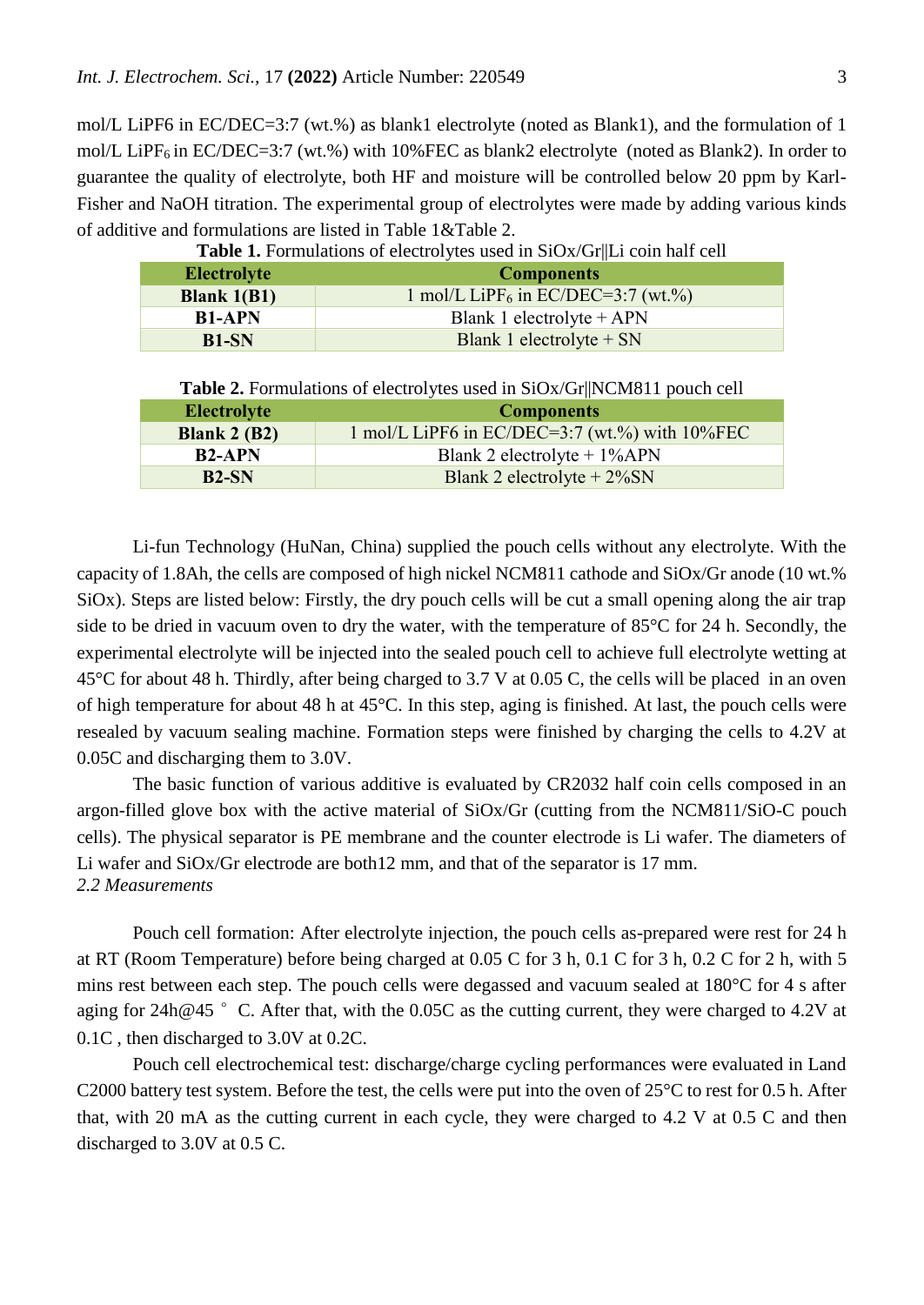mol/L LiPF6 in EC/DEC=3:7 (wt.%) as blank1 electrolyte (noted as Blank1), and the formulation of 1 mol/L $LiPF_6$ in EC/DEC=3:7 (wt.%) with 10%FEC as blank2 electrolyte (noted as Blank2). In order to guarantee the quality of electrolyte, both HF and moisture will be controlled below 20 ppm by Karl-Fisher and NaOH titration. The experimental group of electrolytes were made by adding various kinds of additive and formulations are listed in Table 1&Table 2.

**Table 1.** Formulations of electrolytes used in SiOx/Gr||Li coin half cell

| Electrolyte | Components |
|---|---|
| **Blank 1(B1)** | 1 mol/L $LiPF_6$ in EC/DEC=3:7 (wt.%) |
| **B1-APN** | Blank 1 electrolyte + APN |
| **B1-SN** | Blank 1 electrolyte + SN |

**Table 2.** Formulations of electrolytes used in SiOx/Gr||NCM811 pouch cell

| Electrolyte | Components |
|---|---|
| **Blank 2 (B2)** | 1 mol/L LiPF6 in EC/DEC=3:7 (wt.%) with 10%FEC |
| **B2-APN** | Blank 2 electrolyte + 1%APN |
| **B2-SN** | Blank 2 electrolyte + 2%SN |

Li-fun Technology (HuNan, China) supplied the pouch cells without any electrolyte. With the capacity of 1.8Ah, the cells are composed of high nickel NCM811 cathode and SiOx/Gr anode (10 wt.% SiOx). Steps are listed below: Firstly, the dry pouch cells will be cut a small opening along the air trap side to be dried in vacuum oven to dry the water, with the temperature of 85°C for 24 h. Secondly, the experimental electrolyte will be injected into the sealed pouch cell to achieve full electrolyte wetting at 45°C for about 48 h. Thirdly, after being charged to 3.7 V at 0.05 C, the cells will be placed in an oven of high temperature for about 48 h at 45°C. In this step, aging is finished. At last, the pouch cells were resealed by vacuum sealing machine. Formation steps were finished by charging the cells to 4.2V at 0.05C and discharging them to 3.0V.

The basic function of various additive is evaluated by CR2032 half coin cells composed in an argon-filled glove box with the active material of SiOx/Gr (cutting from the NCM811/SiO-C pouch cells). The physical separator is PE membrane and the counter electrode is Li wafer. The diameters of Li wafer and SiOx/Gr electrode are both12 mm, and that of the separator is 17 mm.

*2.2 Measurements*

Pouch cell formation: After electrolyte injection, the pouch cells as-prepared were rest for 24 h at RT (Room Temperature) before being charged at 0.05 C for 3 h, 0.1 C for 3 h, 0.2 C for 2 h, with 5 mins rest between each step. The pouch cells were degassed and vacuum sealed at 180°C for 4 s after aging for 24h@45 ° C. After that, with the 0.05C as the cutting current, they were charged to 4.2V at 0.1C , then discharged to 3.0V at 0.2C.

Pouch cell electrochemical test: discharge/charge cycling performances were evaluated in Land C2000 battery test system. Before the test, the cells were put into the oven of 25°C to rest for 0.5 h. After that, with 20 mA as the cutting current in each cycle, they were charged to 4.2 V at 0.5 C and then discharged to 3.0V at 0.5 C.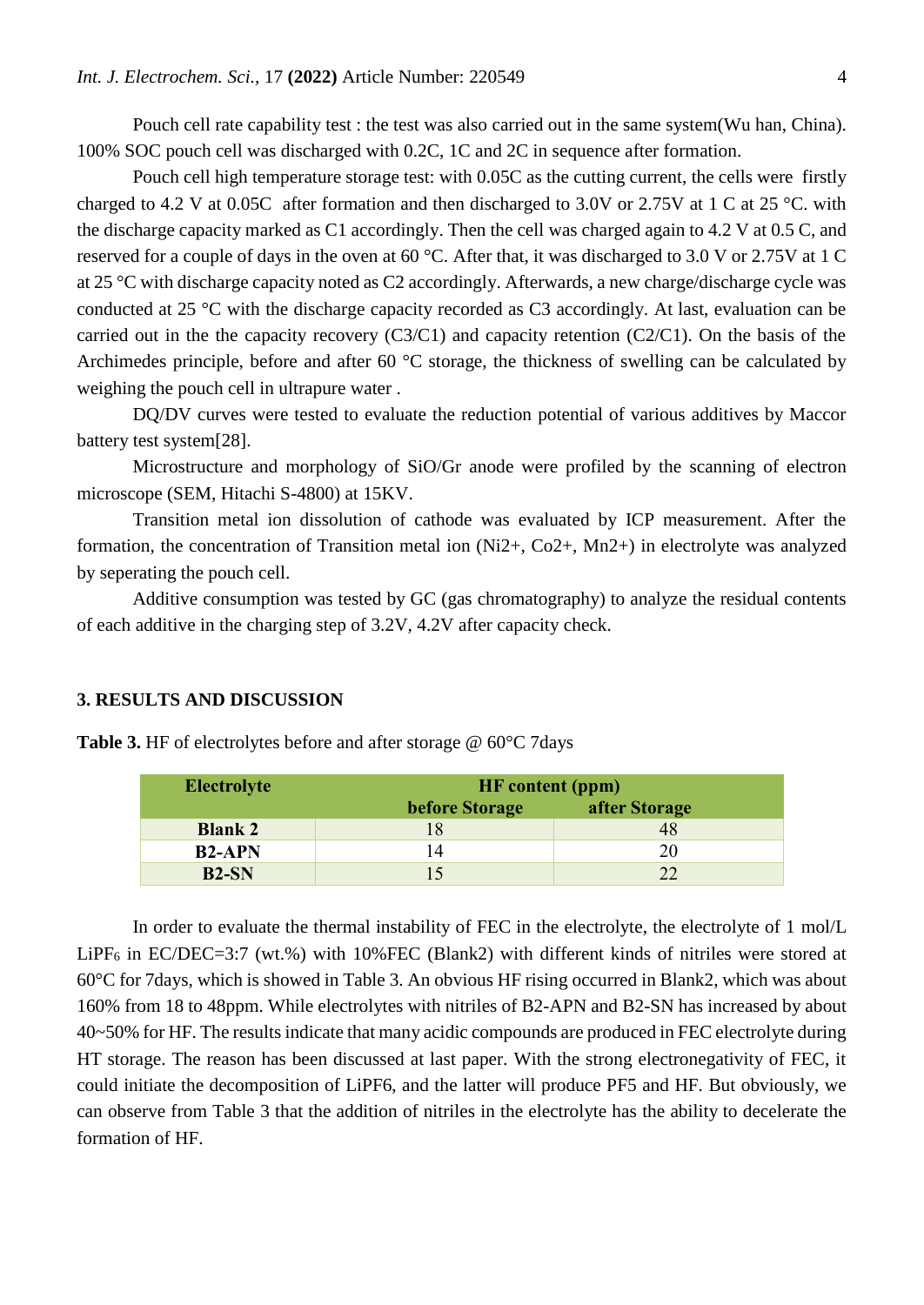Pouch cell rate capability test : the test was also carried out in the same system(Wu han, China). 100% SOC pouch cell was discharged with 0.2C, 1C and 2C in sequence after formation.

Pouch cell high temperature storage test: with 0.05C as the cutting current, the cells were firstly charged to 4.2 V at 0.05C after formation and then discharged to 3.0V or 2.75V at 1 C at 25 °C. with the discharge capacity marked as C1 accordingly. Then the cell was charged again to 4.2 V at 0.5 C, and reserved for a couple of days in the oven at 60 °C. After that, it was discharged to 3.0 V or 2.75V at 1 C at 25 °C with discharge capacity noted as C2 accordingly. Afterwards, a new charge/discharge cycle was conducted at 25 °C with the discharge capacity recorded as C3 accordingly. At last, evaluation can be carried out in the the capacity recovery (C3/C1) and capacity retention (C2/C1). On the basis of the Archimedes principle, before and after 60 °C storage, the thickness of swelling can be calculated by weighing the pouch cell in ultrapure water .

DQ/DV curves were tested to evaluate the reduction potential of various additives by Maccor battery test system[28].

Microstructure and morphology of SiO/Gr anode were profiled by the scanning of electron microscope (SEM, Hitachi S-4800) at 15KV.

Transition metal ion dissolution of cathode was evaluated by ICP measurement. After the formation, the concentration of Transition metal ion ($Ni^{2+}$, $Co^{2+}$, $Mn^{2+}$) in electrolyte was analyzed by seperating the pouch cell.

Additive consumption was tested by GC (gas chromatography) to analyze the residual contents of each additive in the charging step of 3.2V, 4.2V after capacity check.

## 3. RESULTS AND DISCUSSION

**Table 3.** HF of electrolytes before and after storage @ 60°C 7days

| Electrolyte | HF content (ppm) | |
|---|---|---|
| | before Storage | after Storage |
| Blank 2 | 18 | 48 |
| B2-APN | 14 | 20 |
| B2-SN | 15 | 22 |

In order to evaluate the thermal instability of FEC in the electrolyte, the electrolyte of 1 mol/L $LiPF_6$ in EC/DEC=3:7 (wt.%) with 10%FEC (Blank2) with different kinds of nitriles were stored at 60°C for 7days, which is showed in Table 3. An obvious HF rising occurred in Blank2, which was about 160% from 18 to 48ppm. While electrolytes with nitriles of B2-APN and B2-SN has increased by about 40~50% for HF. The results indicate that many acidic compounds are produced in FEC electrolyte during HT storage. The reason has been discussed at last paper. With the strong electronegativity of FEC, it could initiate the decomposition of $LiPF_6$, and the latter will produce $PF_5$ and HF. But obviously, we can observe from Table 3 that the addition of nitriles in the electrolyte has the ability to decelerate the formation of HF.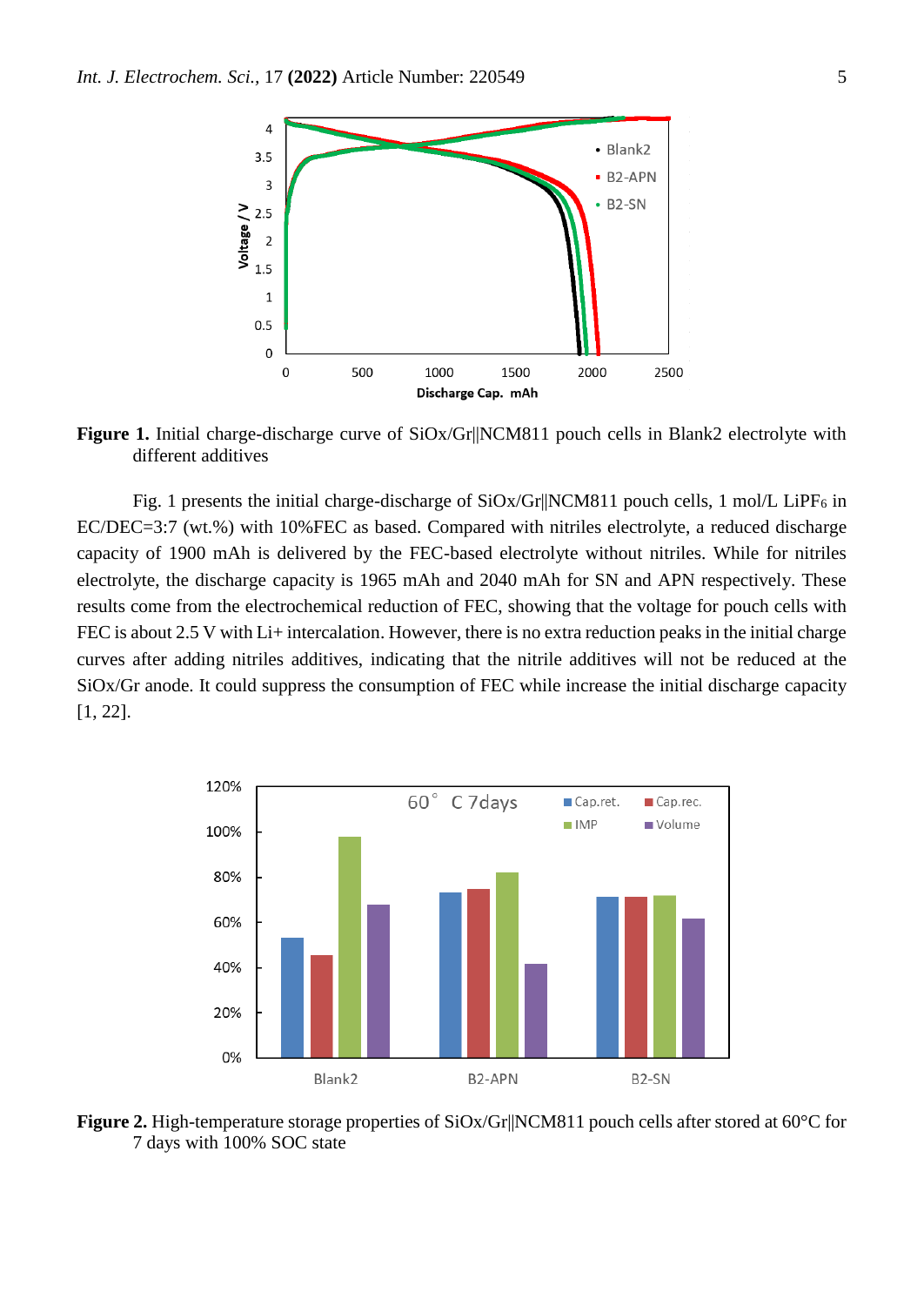**Figure 1.** Initial charge-discharge curve of SiOx/Gr||NCM811 pouch cells in Blank2 electrolyte with different additives

Fig. 1 presents the initial charge-discharge of SiOx/Gr||NCM811 pouch cells, 1 mol/L $LiPF_6$ in EC/DEC=3:7 (wt.%) with 10%FEC as based. Compared with nitriles electrolyte, a reduced discharge capacity of 1900 mAh is delivered by the FEC-based electrolyte without nitriles. While for nitriles electrolyte, the discharge capacity is 1965 mAh and 2040 mAh for SN and APN respectively. These results come from the electrochemical reduction of FEC, showing that the voltage for pouch cells with FEC is about 2.5 V with Li+ intercalation. However, there is no extra reduction peaks in the initial charge curves after adding nitriles additives, indicating that the nitrile additives will not be reduced at the SiOx/Gr anode. It could suppress the consumption of FEC while increase the initial discharge capacity [1, 22].

**Figure 2.** High-temperature storage properties of SiOx/Gr||NCM811 pouch cells after stored at 60°C for 7 days with 100% SOC state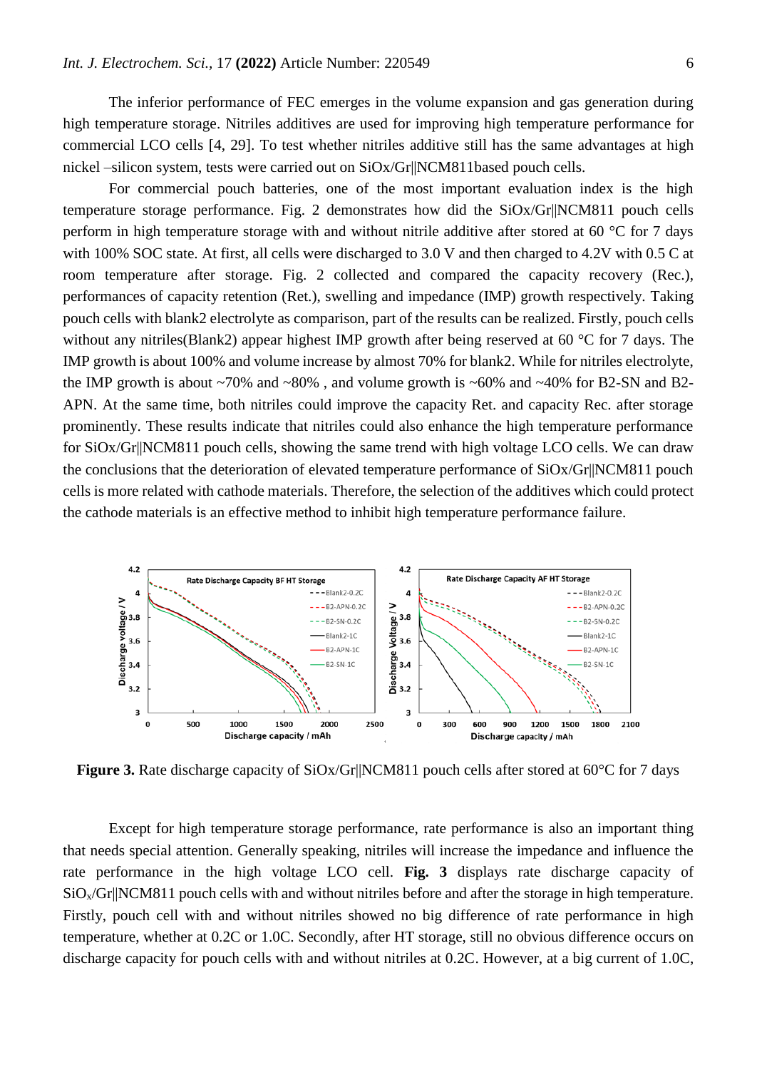The inferior performance of FEC emerges in the volume expansion and gas generation during high temperature storage. Nitriles additives are used for improving high temperature performance for commercial LCO cells [4, 29]. To test whether nitriles additive still has the same advantages at high nickel –silicon system, tests were carried out on SiOx/Gr||NCM811based pouch cells.

For commercial pouch batteries, one of the most important evaluation index is the high temperature storage performance. Fig. 2 demonstrates how did the SiOx/Gr||NCM811 pouch cells perform in high temperature storage with and without nitrile additive after stored at 60 °C for 7 days with 100% SOC state. At first, all cells were discharged to 3.0 V and then charged to 4.2V with 0.5 C at room temperature after storage. Fig. 2 collected and compared the capacity recovery (Rec.), performances of capacity retention (Ret.), swelling and impedance (IMP) growth respectively. Taking pouch cells with blank2 electrolyte as comparison, part of the results can be realized. Firstly, pouch cells without any nitriles(Blank2) appear highest IMP growth after being reserved at 60 °C for 7 days. The IMP growth is about 100% and volume increase by almost 70% for blank2. While for nitriles electrolyte, the IMP growth is about ~70% and ~80% , and volume growth is ~60% and ~40% for B2-SN and B2-APN. At the same time, both nitriles could improve the capacity Ret. and capacity Rec. after storage prominently. These results indicate that nitriles could also enhance the high temperature performance for SiOx/Gr||NCM811 pouch cells, showing the same trend with high voltage LCO cells. We can draw the conclusions that the deterioration of elevated temperature performance of SiOx/Gr||NCM811 pouch cells is more related with cathode materials. Therefore, the selection of the additives which could protect the cathode materials is an effective method to inhibit high temperature performance failure.

**Figure 3.** Rate discharge capacity of SiOx/Gr||NCM811 pouch cells after stored at 60°C for 7 days

Except for high temperature storage performance, rate performance is also an important thing that needs special attention. Generally speaking, nitriles will increase the impedance and influence the rate performance in the high voltage LCO cell. **Fig. 3** displays rate discharge capacity of $SiO_x$/Gr||NCM811 pouch cells with and without nitriles before and after the storage in high temperature. Firstly, pouch cell with and without nitriles showed no big difference of rate performance in high temperature, whether at 0.2C or 1.0C. Secondly, after HT storage, still no obvious difference occurs on discharge capacity for pouch cells with and without nitriles at 0.2C. However, at a big current of 1.0C,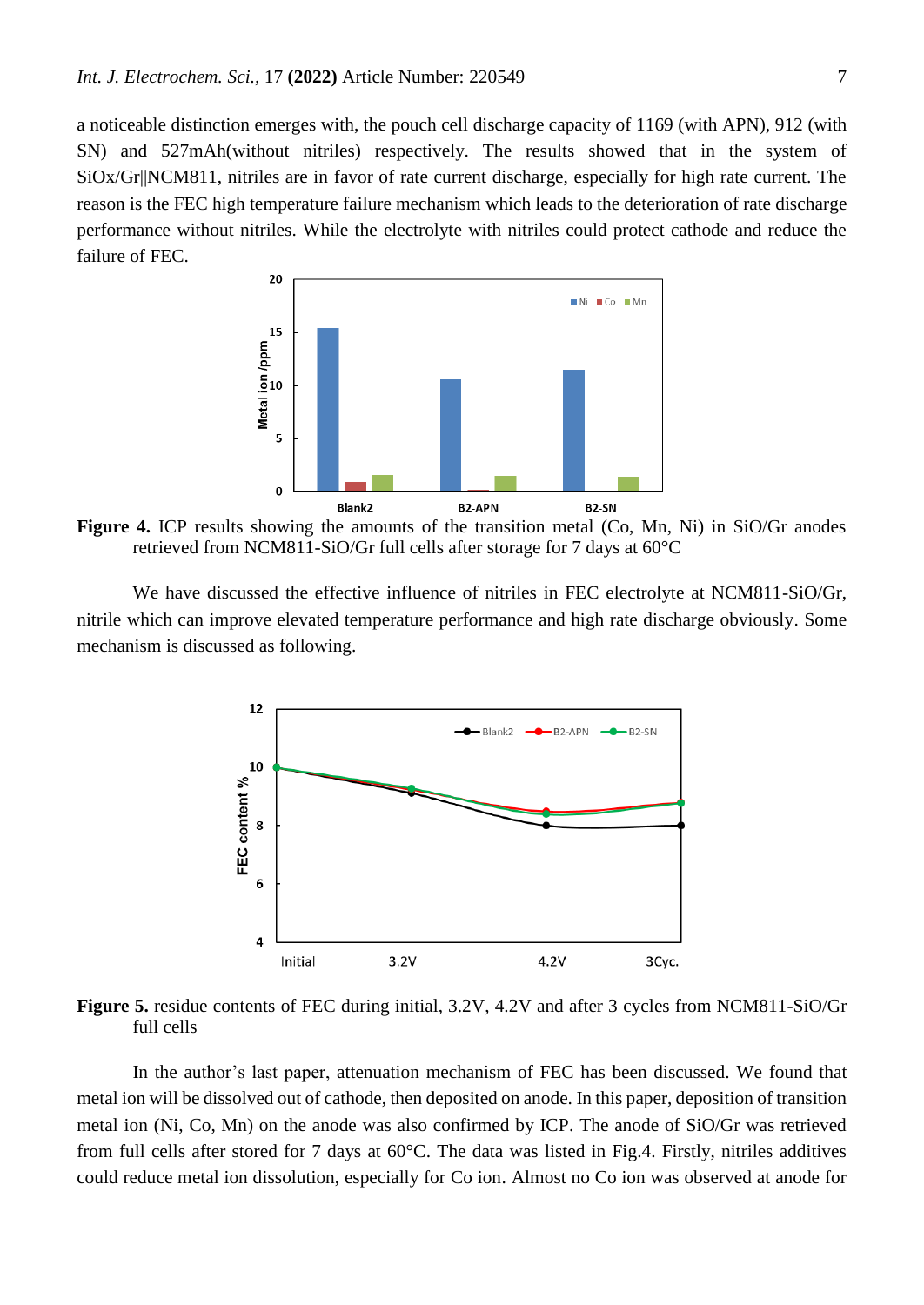a noticeable distinction emerges with, the pouch cell discharge capacity of 1169 (with APN), 912 (with SN) and 527mAh(without nitriles) respectively. The results showed that in the system of SiOx/Gr||NCM811, nitriles are in favor of rate current discharge, especially for high rate current. The reason is the FEC high temperature failure mechanism which leads to the deterioration of rate discharge performance without nitriles. While the electrolyte with nitriles could protect cathode and reduce the failure of FEC.

**Figure 4.** ICP results showing the amounts of the transition metal (Co, Mn, Ni) in SiO/Gr anodes retrieved from NCM811-SiO/Gr full cells after storage for 7 days at 60°C

We have discussed the effective influence of nitriles in FEC electrolyte at NCM811-SiO/Gr, nitrile which can improve elevated temperature performance and high rate discharge obviously. Some mechanism is discussed as following.

**Figure 5.** residue contents of FEC during initial, 3.2V, 4.2V and after 3 cycles from NCM811-SiO/Gr full cells

In the author's last paper, attenuation mechanism of FEC has been discussed. We found that metal ion will be dissolved out of cathode, then deposited on anode. In this paper, deposition of transition metal ion (Ni, Co, Mn) on the anode was also confirmed by ICP. The anode of SiO/Gr was retrieved from full cells after stored for 7 days at 60°C. The data was listed in Fig.4. Firstly, nitriles additives could reduce metal ion dissolution, especially for Co ion. Almost no Co ion was observed at anode for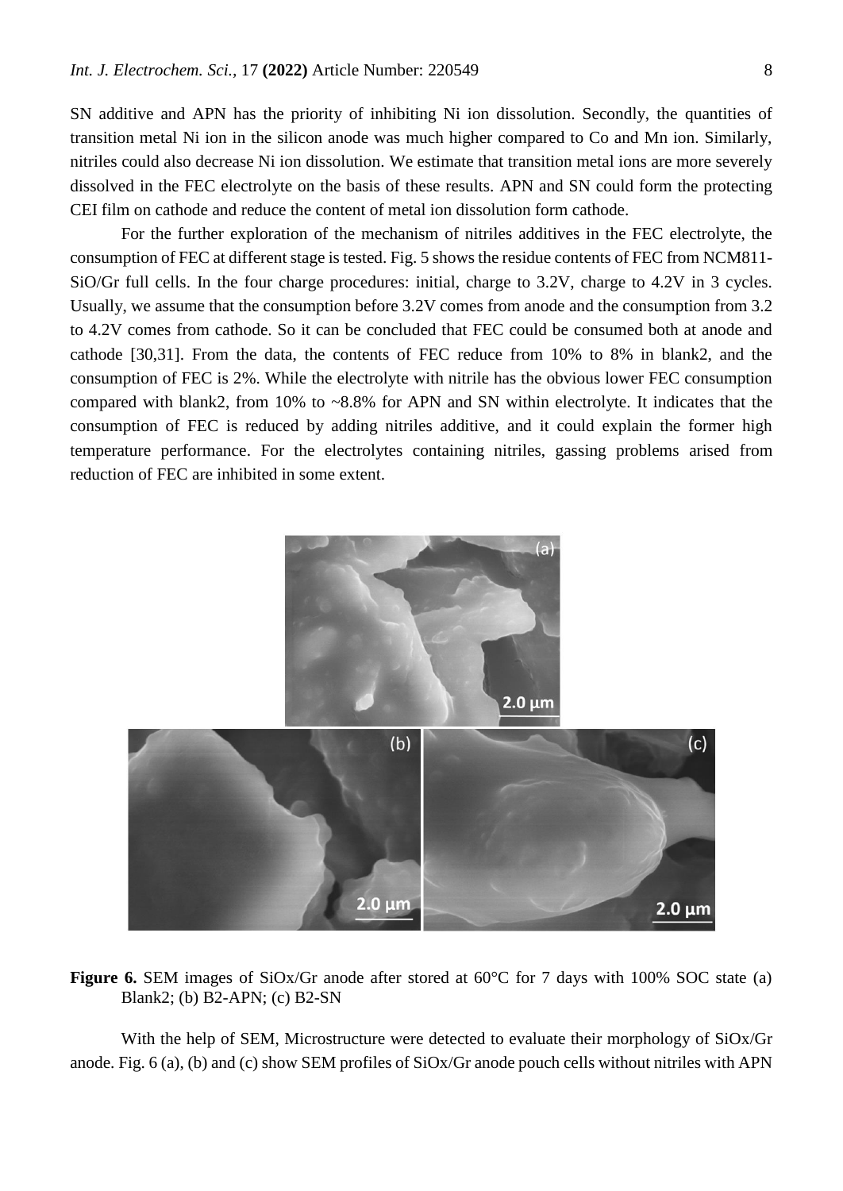SN additive and APN has the priority of inhibiting Ni ion dissolution. Secondly, the quantities of transition metal Ni ion in the silicon anode was much higher compared to Co and Mn ion. Similarly, nitriles could also decrease Ni ion dissolution. We estimate that transition metal ions are more severely dissolved in the FEC electrolyte on the basis of these results. APN and SN could form the protecting CEI film on cathode and reduce the content of metal ion dissolution form cathode.

For the further exploration of the mechanism of nitriles additives in the FEC electrolyte, the consumption of FEC at different stage is tested. Fig. 5 shows the residue contents of FEC from NCM811-SiO/Gr full cells. In the four charge procedures: initial, charge to 3.2V, charge to 4.2V in 3 cycles. Usually, we assume that the consumption before 3.2V comes from anode and the consumption from 3.2 to 4.2V comes from cathode. So it can be concluded that FEC could be consumed both at anode and cathode [30,31]. From the data, the contents of FEC reduce from 10% to 8% in blank2, and the consumption of FEC is 2%. While the electrolyte with nitrile has the obvious lower FEC consumption compared with blank2, from 10% to ~8.8% for APN and SN within electrolyte. It indicates that the consumption of FEC is reduced by adding nitriles additive, and it could explain the former high temperature performance. For the electrolytes containing nitriles, gassing problems arised from reduction of FEC are inhibited in some extent.

**Figure 6.** SEM images of SiOx/Gr anode after stored at 60°C for 7 days with 100% SOC state (a) Blank2; (b) B2-APN; (c) B2-SN

With the help of SEM, Microstructure were detected to evaluate their morphology of SiOx/Gr anode. Fig. 6 (a), (b) and (c) show SEM profiles of SiOx/Gr anode pouch cells without nitriles with APN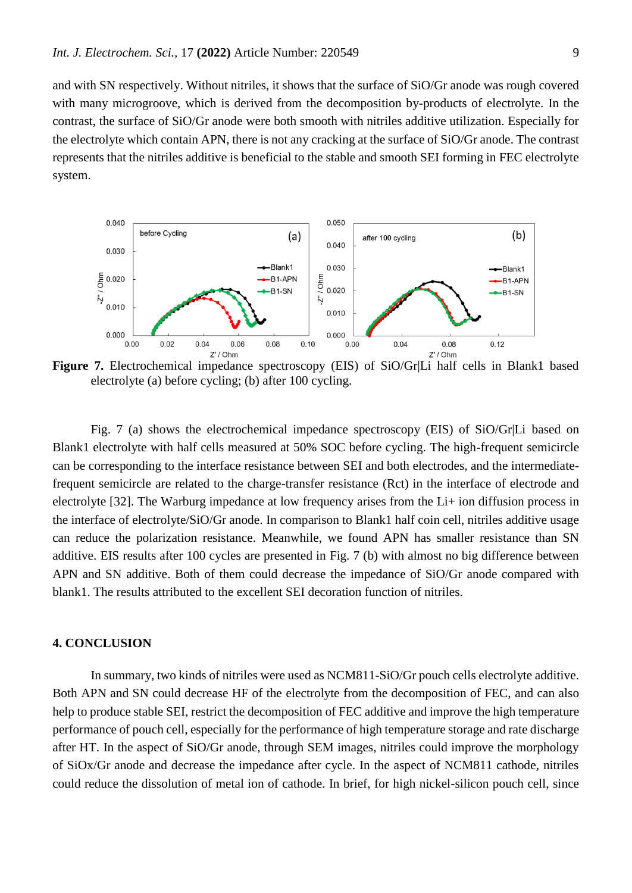and with SN respectively. Without nitriles, it shows that the surface of SiO/Gr anode was rough covered with many microgroove, which is derived from the decomposition by-products of electrolyte. In the contrast, the surface of SiO/Gr anode were both smooth with nitriles additive utilization. Especially for the electrolyte which contain APN, there is not any cracking at the surface of SiO/Gr anode. The contrast represents that the nitriles additive is beneficial to the stable and smooth SEI forming in FEC electrolyte system.

**Figure 7.** Electrochemical impedance spectroscopy (EIS) of SiO/Gr|Li half cells in Blank1 based electrolyte (a) before cycling; (b) after 100 cycling.

Fig. 7 (a) shows the electrochemical impedance spectroscopy (EIS) of SiO/Gr|Li based on Blank1 electrolyte with half cells measured at 50% SOC before cycling. The high-frequent semicircle can be corresponding to the interface resistance between SEI and both electrodes, and the intermediate-frequent semicircle are related to the charge-transfer resistance (Rct) in the interface of electrode and electrolyte [32]. The Warburg impedance at low frequency arises from the $Li^+$ ion diffusion process in the interface of electrolyte/SiO/Gr anode. In comparison to Blank1 half coin cell, nitriles additive usage can reduce the polarization resistance. Meanwhile, we found APN has smaller resistance than SN additive. EIS results after 100 cycles are presented in Fig. 7 (b) with almost no big difference between APN and SN additive. Both of them could decrease the impedance of SiO/Gr anode compared with blank1. The results attributed to the excellent SEI decoration function of nitriles.

## 4. CONCLUSION

In summary, two kinds of nitriles were used as NCM811-SiO/Gr pouch cells electrolyte additive. Both APN and SN could decrease HF of the electrolyte from the decomposition of FEC, and can also help to produce stable SEI, restrict the decomposition of FEC additive and improve the high temperature performance of pouch cell, especially for the performance of high temperature storage and rate discharge after HT. In the aspect of SiO/Gr anode, through SEM images, nitriles could improve the morphology of SiOx/Gr anode and decrease the impedance after cycle. In the aspect of NCM811 cathode, nitriles could reduce the dissolution of metal ion of cathode. In brief, for high nickel-silicon pouch cell, since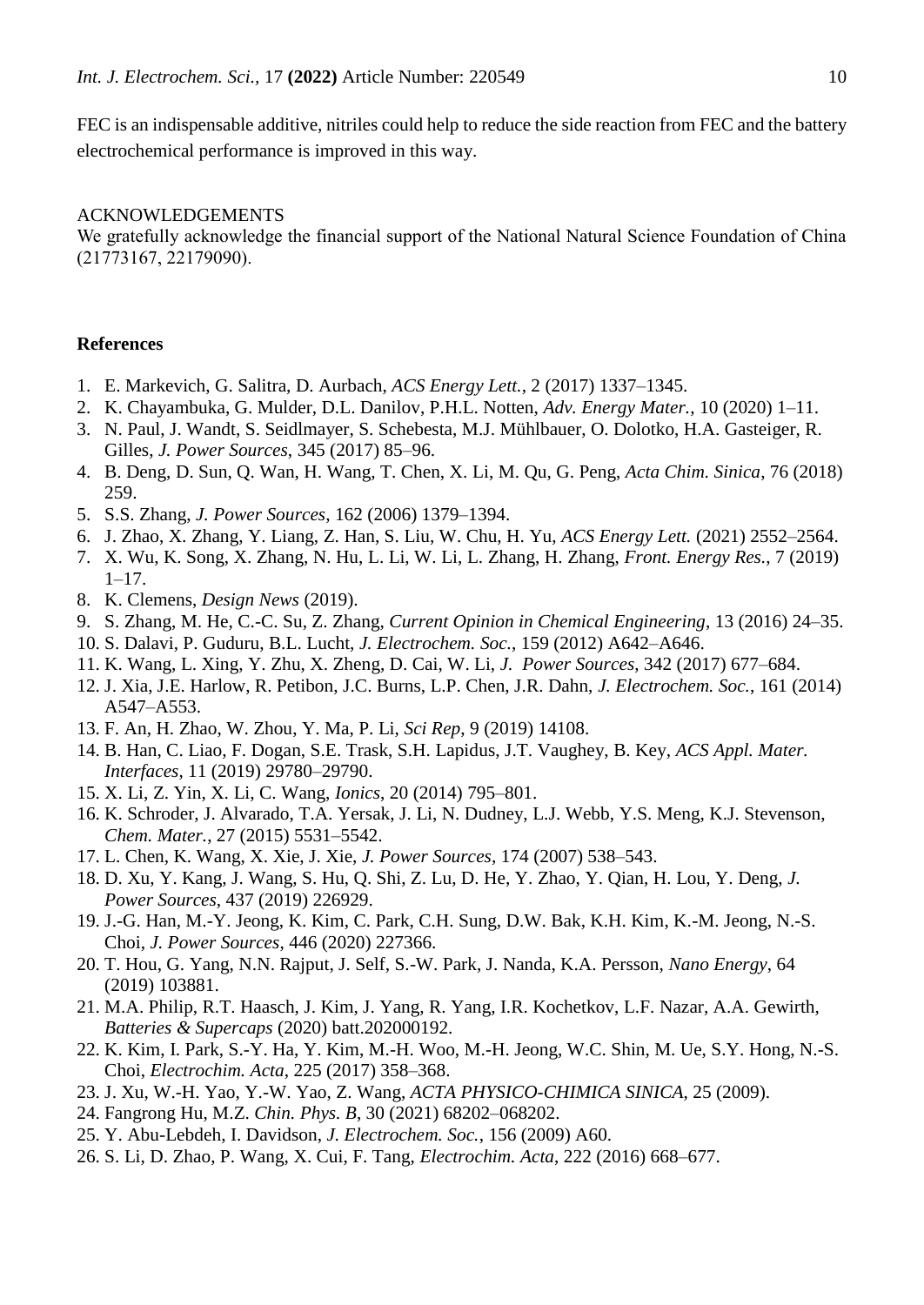FEC is an indispensable additive, nitriles could help to reduce the side reaction from FEC and the battery electrochemical performance is improved in this way.

ACKNOWLEDGEMENTS

We gratefully acknowledge the financial support of the National Natural Science Foundation of China (21773167, 22179090).

## References

1. E. Markevich, G. Salitra, D. Aurbach, *ACS Energy Lett.*, 2 (2017) 1337–1345.
2. K. Chayambuka, G. Mulder, D.L. Danilov, P.H.L. Notten, *Adv. Energy Mater.*, 10 (2020) 1–11.
3. N. Paul, J. Wandt, S. Seidlmayer, S. Schebesta, M.J. Mühlbauer, O. Dolotko, H.A. Gasteiger, R. Gilles, *J. Power Sources*, 345 (2017) 85–96.
4. B. Deng, D. Sun, Q. Wan, H. Wang, T. Chen, X. Li, M. Qu, G. Peng, *Acta Chim. Sinica*, 76 (2018) 259.
5. S.S. Zhang, *J. Power Sources*, 162 (2006) 1379–1394.
6. J. Zhao, X. Zhang, Y. Liang, Z. Han, S. Liu, W. Chu, H. Yu, *ACS Energy Lett.* (2021) 2552–2564.
7. X. Wu, K. Song, X. Zhang, N. Hu, L. Li, W. Li, L. Zhang, H. Zhang, *Front. Energy Res.*, 7 (2019) 1–17.
8. K. Clemens, *Design News* (2019).
9. S. Zhang, M. He, C.-C. Su, Z. Zhang, *Current Opinion in Chemical Engineering*, 13 (2016) 24–35.
10. S. Dalavi, P. Guduru, B.L. Lucht, *J. Electrochem. Soc.*, 159 (2012) A642–A646.
11. K. Wang, L. Xing, Y. Zhu, X. Zheng, D. Cai, W. Li, *J. Power Sources*, 342 (2017) 677–684.
12. J. Xia, J.E. Harlow, R. Petibon, J.C. Burns, L.P. Chen, J.R. Dahn, *J. Electrochem. Soc.*, 161 (2014) A547–A553.
13. F. An, H. Zhao, W. Zhou, Y. Ma, P. Li, *Sci Rep*, 9 (2019) 14108.
14. B. Han, C. Liao, F. Dogan, S.E. Trask, S.H. Lapidus, J.T. Vaughey, B. Key, *ACS Appl. Mater. Interfaces*, 11 (2019) 29780–29790.
15. X. Li, Z. Yin, X. Li, C. Wang, *Ionics*, 20 (2014) 795–801.
16. K. Schroder, J. Alvarado, T.A. Yersak, J. Li, N. Dudney, L.J. Webb, Y.S. Meng, K.J. Stevenson, *Chem. Mater.*, 27 (2015) 5531–5542.
17. L. Chen, K. Wang, X. Xie, J. Xie, *J. Power Sources*, 174 (2007) 538–543.
18. D. Xu, Y. Kang, J. Wang, S. Hu, Q. Shi, Z. Lu, D. He, Y. Zhao, Y. Qian, H. Lou, Y. Deng, *J. Power Sources*, 437 (2019) 226929.
19. J.-G. Han, M.-Y. Jeong, K. Kim, C. Park, C.H. Sung, D.W. Bak, K.H. Kim, K.-M. Jeong, N.-S. Choi, *J. Power Sources*, 446 (2020) 227366.
20. T. Hou, G. Yang, N.N. Rajput, J. Self, S.-W. Park, J. Nanda, K.A. Persson, *Nano Energy*, 64 (2019) 103881.
21. M.A. Philip, R.T. Haasch, J. Kim, J. Yang, R. Yang, I.R. Kochetkov, L.F. Nazar, A.A. Gewirth, *Batteries & Supercaps* (2020) batt.202000192.
22. K. Kim, I. Park, S.-Y. Ha, Y. Kim, M.-H. Woo, M.-H. Jeong, W.C. Shin, M. Ue, S.Y. Hong, N.-S. Choi, *Electrochim. Acta*, 225 (2017) 358–368.
23. J. Xu, W.-H. Yao, Y.-W. Yao, Z. Wang, *ACTA PHYSICO-CHIMICA SINICA*, 25 (2009).
24. Fangrong Hu, M.Z. *Chin. Phys. B*, 30 (2021) 68202–068202.
25. Y. Abu-Lebdeh, I. Davidson, *J. Electrochem. Soc.*, 156 (2009) A60.
26. S. Li, D. Zhao, P. Wang, X. Cui, F. Tang, *Electrochim. Acta*, 222 (2016) 668–677.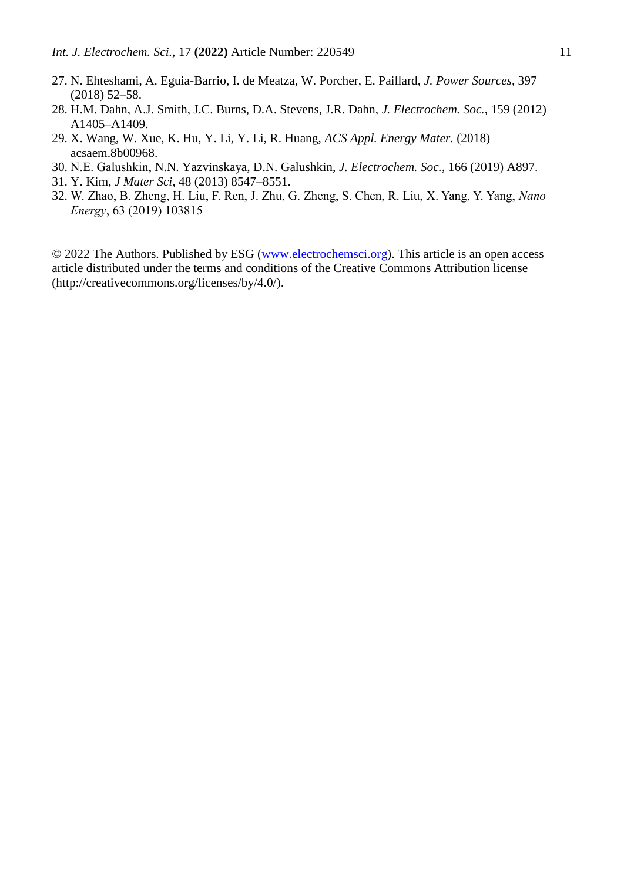27. N. Ehteshami, A. Eguia-Barrio, I. de Meatza, W. Porcher, E. Paillard, *J. Power Sources*, 397 (2018) 52–58.
28. H.M. Dahn, A.J. Smith, J.C. Burns, D.A. Stevens, J.R. Dahn, *J. Electrochem. Soc.*, 159 (2012) A1405–A1409.
29. X. Wang, W. Xue, K. Hu, Y. Li, Y. Li, R. Huang, *ACS Appl. Energy Mater.* (2018) acsaem.8b00968.
30. N.E. Galushkin, N.N. Yazvinskaya, D.N. Galushkin, *J. Electrochem. Soc.*, 166 (2019) A897.
31. Y. Kim, *J Mater Sci*, 48 (2013) 8547–8551.
32. W. Zhao, B. Zheng, H. Liu, F. Ren, J. Zhu, G. Zheng, S. Chen, R. Liu, X. Yang, Y. Yang, *Nano Energy*, 63 (2019) 103815

© 2022 The Authors. Published by ESG (www.electrochemsci.org). This article is an open access article distributed under the terms and conditions of the Creative Commons Attribution license (http://creativecommons.org/licenses/by/4.0/).